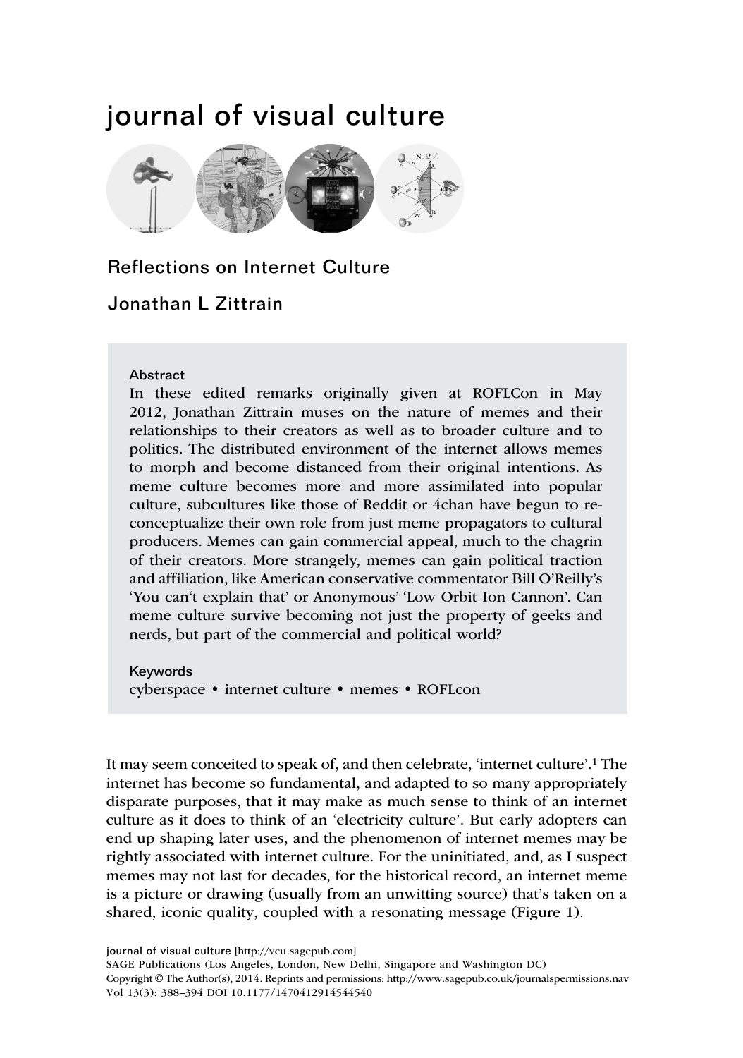# journal of visual culture

## Reflections on Internet Culture

### Jonathan L Zittrain

**Abstract**

In these edited remarks originally given at ROFLCon in May 2012, Jonathan Zittrain muses on the nature of memes and their relationships to their creators as well as to broader culture and to politics. The distributed environment of the internet allows memes to morph and become distanced from their original intentions. As meme culture becomes more and more assimilated into popular culture, subcultures like those of Reddit or 4chan have begun to re-conceptualize their own role from just meme propagators to cultural producers. Memes can gain commercial appeal, much to the chagrin of their creators. More strangely, memes can gain political traction and affiliation, like American conservative commentator Bill O'Reilly's 'You can't explain that' or Anonymous' 'Low Orbit Ion Cannon'. Can meme culture survive becoming not just the property of geeks and nerds, but part of the commercial and political world?

**Keywords**

cyberspace • internet culture • memes • ROFLcon

It may seem conceited to speak of, and then celebrate, 'internet culture'.[1] The internet has become so fundamental, and adapted to so many appropriately disparate purposes, that it may make as much sense to think of an internet culture as it does to think of an 'electricity culture'. But early adopters can end up shaping later uses, and the phenomenon of internet memes may be rightly associated with internet culture. For the uninitiated, and, as I suspect memes may not last for decades, for the historical record, an internet meme is a picture or drawing (usually from an unwitting source) that's taken on a shared, iconic quality, coupled with a resonating message (Figure 1).

journal of visual culture [http://vcu.sagepub.com]
SAGE Publications (Los Angeles, London, New Delhi, Singapore and Washington DC)
Copyright © The Author(s), 2014. Reprints and permissions: http://www.sagepub.co.uk/journalspermissions.nav
Vol 13(3): 388–394 DOI 10.1177/1470412914544540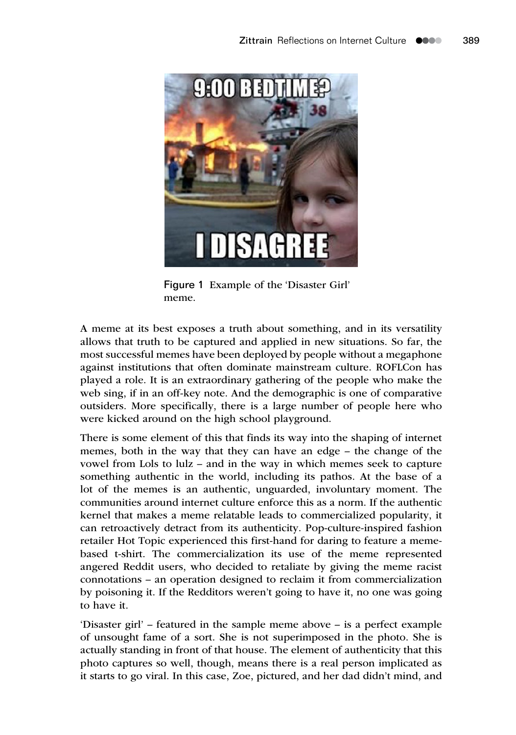Figure 1 Example of the 'Disaster Girl' meme.

A meme at its best exposes a truth about something, and in its versatility allows that truth to be captured and applied in new situations. So far, the most successful memes have been deployed by people without a megaphone against institutions that often dominate mainstream culture. ROFLCon has played a role. It is an extraordinary gathering of the people who make the web sing, if in an off-key note. And the demographic is one of comparative outsiders. More specifically, there is a large number of people here who were kicked around on the high school playground.

There is some element of this that finds its way into the shaping of internet memes, both in the way that they can have an edge – the change of the vowel from Lols to lulz – and in the way in which memes seek to capture something authentic in the world, including its pathos. At the base of a lot of the memes is an authentic, unguarded, involuntary moment. The communities around internet culture enforce this as a norm. If the authentic kernel that makes a meme relatable leads to commercialized popularity, it can retroactively detract from its authenticity. Pop-culture-inspired fashion retailer Hot Topic experienced this first-hand for daring to feature a meme-based t-shirt. The commercialization its use of the meme represented angered Reddit users, who decided to retaliate by giving the meme racist connotations – an operation designed to reclaim it from commercialization by poisoning it. If the Redditors weren't going to have it, no one was going to have it.

'Disaster girl' – featured in the sample meme above – is a perfect example of unsought fame of a sort. She is not superimposed in the photo. She is actually standing in front of that house. The element of authenticity that this photo captures so well, though, means there is a real person implicated as it starts to go viral. In this case, Zoe, pictured, and her dad didn't mind, and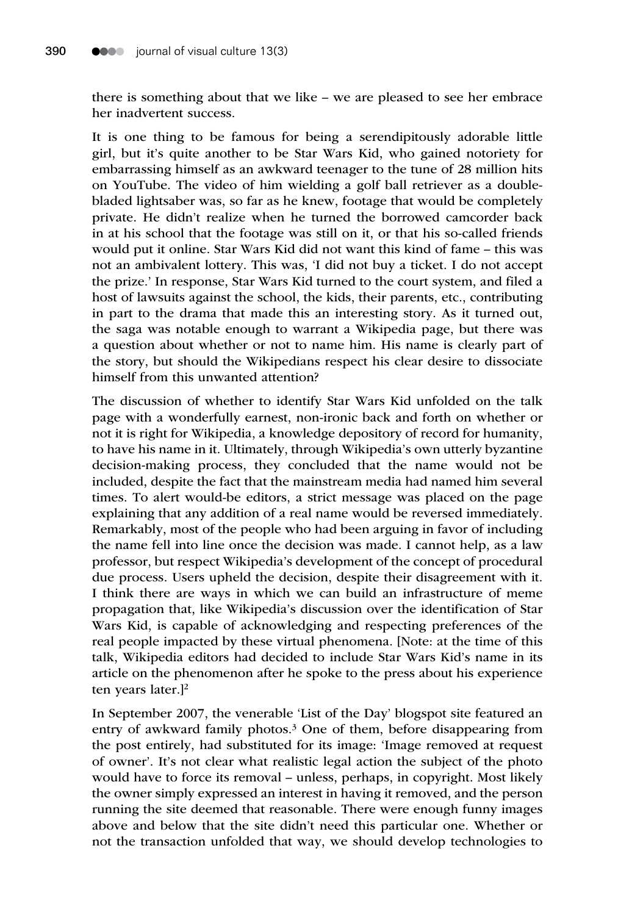there is something about that we like – we are pleased to see her embrace her inadvertent success.

It is one thing to be famous for being a serendipitously adorable little girl, but it's quite another to be Star Wars Kid, who gained notoriety for embarrassing himself as an awkward teenager to the tune of 28 million hits on YouTube. The video of him wielding a golf ball retriever as a double-bladed lightsaber was, so far as he knew, footage that would be completely private. He didn't realize when he turned the borrowed camcorder back in at his school that the footage was still on it, or that his so-called friends would put it online. Star Wars Kid did not want this kind of fame – this was not an ambivalent lottery. This was, 'I did not buy a ticket. I do not accept the prize.' In response, Star Wars Kid turned to the court system, and filed a host of lawsuits against the school, the kids, their parents, etc., contributing in part to the drama that made this an interesting story. As it turned out, the saga was notable enough to warrant a Wikipedia page, but there was a question about whether or not to name him. His name is clearly part of the story, but should the Wikipedians respect his clear desire to dissociate himself from this unwanted attention?

The discussion of whether to identify Star Wars Kid unfolded on the talk page with a wonderfully earnest, non-ironic back and forth on whether or not it is right for Wikipedia, a knowledge depository of record for humanity, to have his name in it. Ultimately, through Wikipedia's own utterly byzantine decision-making process, they concluded that the name would not be included, despite the fact that the mainstream media had named him several times. To alert would-be editors, a strict message was placed on the page explaining that any addition of a real name would be reversed immediately. Remarkably, most of the people who had been arguing in favor of including the name fell into line once the decision was made. I cannot help, as a law professor, but respect Wikipedia's development of the concept of procedural due process. Users upheld the decision, despite their disagreement with it. I think there are ways in which we can build an infrastructure of meme propagation that, like Wikipedia's discussion over the identification of Star Wars Kid, is capable of acknowledging and respecting preferences of the real people impacted by these virtual phenomena. [Note: at the time of this talk, Wikipedia editors had decided to include Star Wars Kid's name in its article on the phenomenon after he spoke to the press about his experience ten years later.][2]

In September 2007, the venerable 'List of the Day' blogspot site featured an entry of awkward family photos.[3] One of them, before disappearing from the post entirely, had substituted for its image: 'Image removed at request of owner'. It's not clear what realistic legal action the subject of the photo would have to force its removal – unless, perhaps, in copyright. Most likely the owner simply expressed an interest in having it removed, and the person running the site deemed that reasonable. There were enough funny images above and below that the site didn't need this particular one. Whether or not the transaction unfolded that way, we should develop technologies to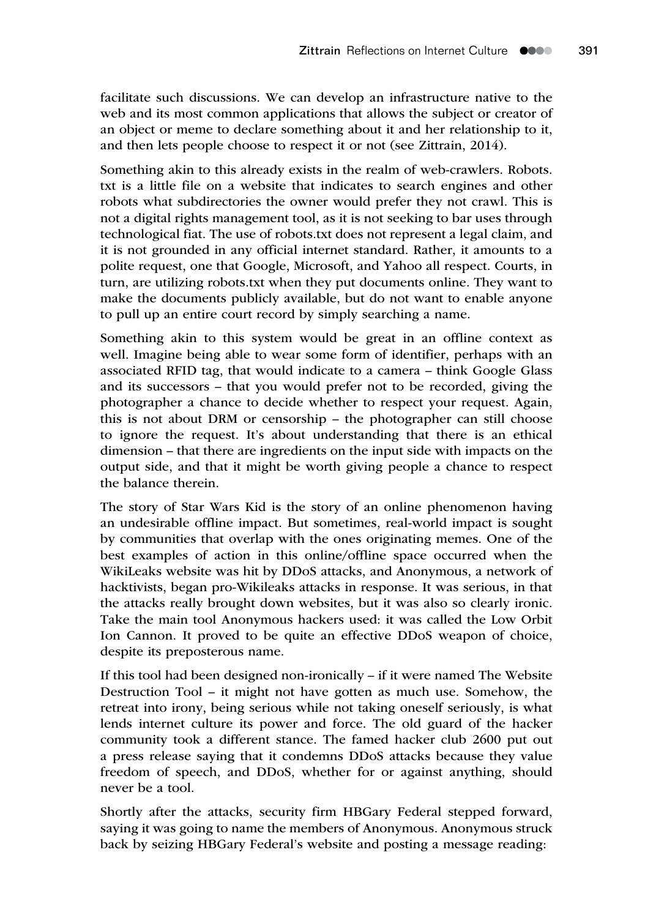facilitate such discussions. We can develop an infrastructure native to the web and its most common applications that allows the subject or creator of an object or meme to declare something about it and her relationship to it, and then lets people choose to respect it or not (see Zittrain, 2014).

Something akin to this already exists in the realm of web-crawlers. Robots.txt is a little file on a website that indicates to search engines and other robots what subdirectories the owner would prefer they not crawl. This is not a digital rights management tool, as it is not seeking to bar uses through technological fiat. The use of robots.txt does not represent a legal claim, and it is not grounded in any official internet standard. Rather, it amounts to a polite request, one that Google, Microsoft, and Yahoo all respect. Courts, in turn, are utilizing robots.txt when they put documents online. They want to make the documents publicly available, but do not want to enable anyone to pull up an entire court record by simply searching a name.

Something akin to this system would be great in an offline context as well. Imagine being able to wear some form of identifier, perhaps with an associated RFID tag, that would indicate to a camera – think Google Glass and its successors – that you would prefer not to be recorded, giving the photographer a chance to decide whether to respect your request. Again, this is not about DRM or censorship – the photographer can still choose to ignore the request. It's about understanding that there is an ethical dimension – that there are ingredients on the input side with impacts on the output side, and that it might be worth giving people a chance to respect the balance therein.

The story of Star Wars Kid is the story of an online phenomenon having an undesirable offline impact. But sometimes, real-world impact is sought by communities that overlap with the ones originating memes. One of the best examples of action in this online/offline space occurred when the WikiLeaks website was hit by DDoS attacks, and Anonymous, a network of hacktivists, began pro-Wikileaks attacks in response. It was serious, in that the attacks really brought down websites, but it was also so clearly ironic. Take the main tool Anonymous hackers used: it was called the Low Orbit Ion Cannon. It proved to be quite an effective DDoS weapon of choice, despite its preposterous name.

If this tool had been designed non-ironically – if it were named The Website Destruction Tool – it might not have gotten as much use. Somehow, the retreat into irony, being serious while not taking oneself seriously, is what lends internet culture its power and force. The old guard of the hacker community took a different stance. The famed hacker club 2600 put out a press release saying that it condemns DDoS attacks because they value freedom of speech, and DDoS, whether for or against anything, should never be a tool.

Shortly after the attacks, security firm HBGary Federal stepped forward, saying it was going to name the members of Anonymous. Anonymous struck back by seizing HBGary Federal's website and posting a message reading: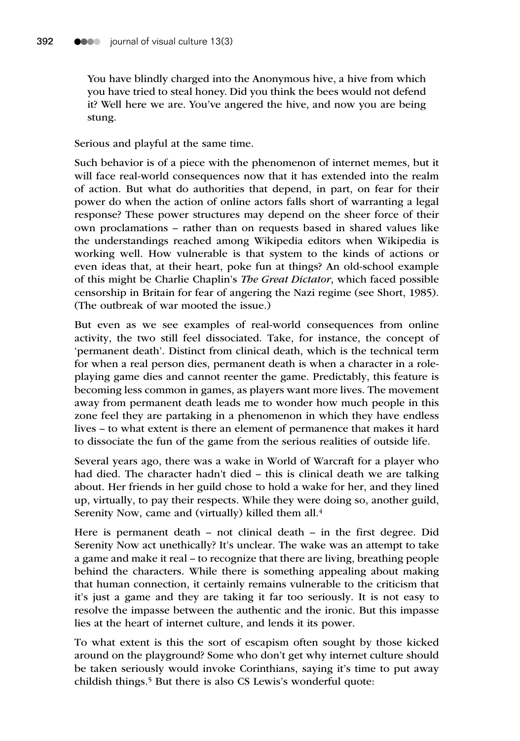> You have blindly charged into the Anonymous hive, a hive from which you have tried to steal honey. Did you think the bees would not defend it? Well here we are. You've angered the hive, and now you are being stung.

Serious and playful at the same time.

Such behavior is of a piece with the phenomenon of internet memes, but it will face real-world consequences now that it has extended into the realm of action. But what do authorities that depend, in part, on fear for their power do when the action of online actors falls short of warranting a legal response? These power structures may depend on the sheer force of their own proclamations – rather than on requests based in shared values like the understandings reached among Wikipedia editors when Wikipedia is working well. How vulnerable is that system to the kinds of actions or even ideas that, at their heart, poke fun at things? An old-school example of this might be Charlie Chaplin's *The Great Dictator*, which faced possible censorship in Britain for fear of angering the Nazi regime (see Short, 1985). (The outbreak of war mooted the issue.)

But even as we see examples of real-world consequences from online activity, the two still feel dissociated. Take, for instance, the concept of 'permanent death'. Distinct from clinical death, which is the technical term for when a real person dies, permanent death is when a character in a role-playing game dies and cannot reenter the game. Predictably, this feature is becoming less common in games, as players want more lives. The movement away from permanent death leads me to wonder how much people in this zone feel they are partaking in a phenomenon in which they have endless lives – to what extent is there an element of permanence that makes it hard to dissociate the fun of the game from the serious realities of outside life.

Several years ago, there was a wake in World of Warcraft for a player who had died. The character hadn't died – this is clinical death we are talking about. Her friends in her guild chose to hold a wake for her, and they lined up, virtually, to pay their respects. While they were doing so, another guild, Serenity Now, came and (virtually) killed them all.[4]

Here is permanent death – not clinical death – in the first degree. Did Serenity Now act unethically? It's unclear. The wake was an attempt to take a game and make it real – to recognize that there are living, breathing people behind the characters. While there is something appealing about making that human connection, it certainly remains vulnerable to the criticism that it's just a game and they are taking it far too seriously. It is not easy to resolve the impasse between the authentic and the ironic. But this impasse lies at the heart of internet culture, and lends it its power.

To what extent is this the sort of escapism often sought by those kicked around on the playground? Some who don't get why internet culture should be taken seriously would invoke Corinthians, saying it's time to put away childish things.[5] But there is also CS Lewis's wonderful quote: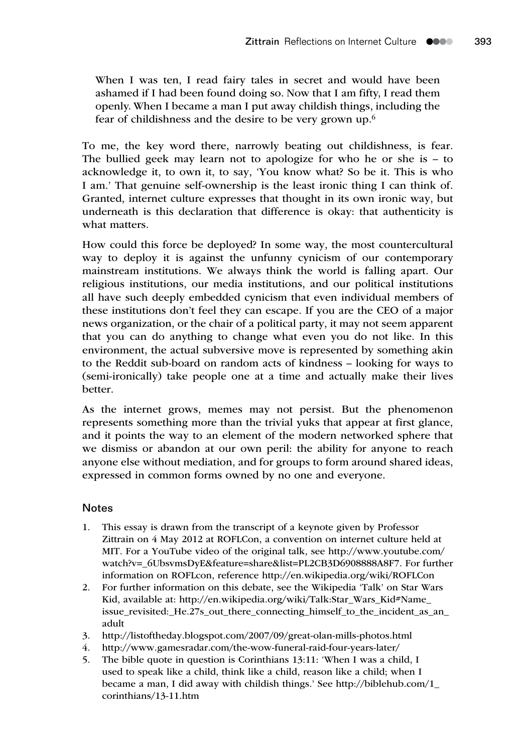> When I was ten, I read fairy tales in secret and would have been ashamed if I had been found doing so. Now that I am fifty, I read them openly. When I became a man I put away childish things, including the fear of childishness and the desire to be very grown up.[6]

To me, the key word there, narrowly beating out childishness, is fear. The bullied geek may learn not to apologize for who he or she is – to acknowledge it, to own it, to say, 'You know what? So be it. This is who I am.' That genuine self-ownership is the least ironic thing I can think of. Granted, internet culture expresses that thought in its own ironic way, but underneath is this declaration that difference is okay: that authenticity is what matters.

How could this force be deployed? In some way, the most countercultural way to deploy it is against the unfunny cynicism of our contemporary mainstream institutions. We always think the world is falling apart. Our religious institutions, our media institutions, and our political institutions all have such deeply embedded cynicism that even individual members of these institutions don't feel they can escape. If you are the CEO of a major news organization, or the chair of a political party, it may not seem apparent that you can do anything to change what even you do not like. In this environment, the actual subversive move is represented by something akin to the Reddit sub-board on random acts of kindness – looking for ways to (semi-ironically) take people one at a time and actually make their lives better.

As the internet grows, memes may not persist. But the phenomenon represents something more than the trivial yuks that appear at first glance, and it points the way to an element of the modern networked sphere that we dismiss or abandon at our own peril: the ability for anyone to reach anyone else without mediation, and for groups to form around shared ideas, expressed in common forms owned by no one and everyone.

## Notes

1. This essay is drawn from the transcript of a keynote given by Professor Zittrain on 4 May 2012 at ROFLCon, a convention on internet culture held at MIT. For a YouTube video of the original talk, see http://www.youtube.com/watch?v=_6UbsvmsDyE&feature=share&list=PL2CB3D6908888A8F7. For further information on ROFLcon, reference http://en.wikipedia.org/wiki/ROFLCon
2. For further information on this debate, see the Wikipedia 'Talk' on Star Wars Kid, available at: http://en.wikipedia.org/wiki/Talk:Star_Wars_Kid#Name_issue_revisited:_He.27s_out_there_connecting_himself_to_the_incident_as_an_adult
3. http://listoftheday.blogspot.com/2007/09/great-olan-mills-photos.html
4. http://www.gamesradar.com/the-wow-funeral-raid-four-years-later/
5. The bible quote in question is Corinthians 13:11: 'When I was a child, I used to speak like a child, think like a child, reason like a child; when I became a man, I did away with childish things.' See http://biblehub.com/1_corinthians/13-11.htm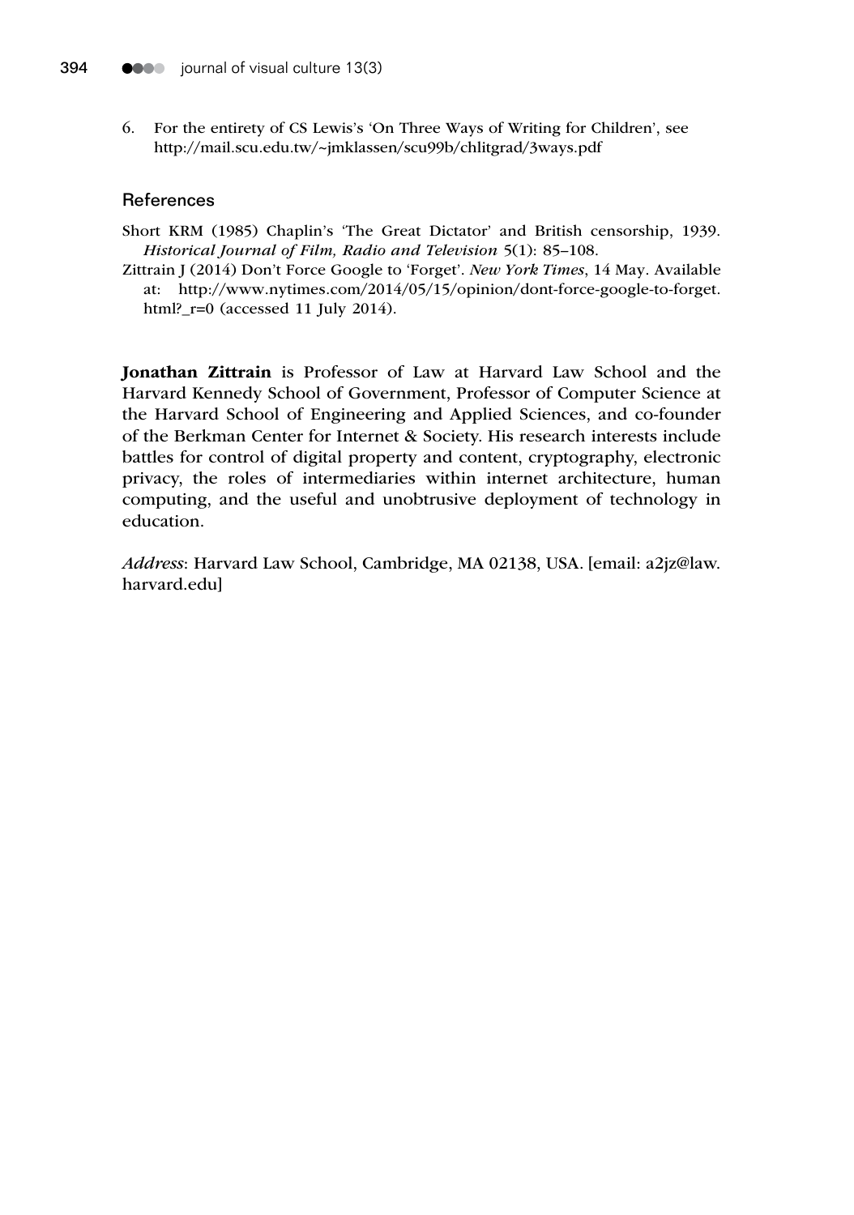6. For the entirety of CS Lewis's 'On Three Ways of Writing for Children', see http://mail.scu.edu.tw/~jmklassen/scu99b/chlitgrad/3ways.pdf

## References

Short KRM (1985) Chaplin's 'The Great Dictator' and British censorship, 1939. *Historical Journal of Film, Radio and Television* 5(1): 85–108.

Zittrain J (2014) Don't Force Google to 'Forget'. *New York Times*, 14 May. Available at: http://www.nytimes.com/2014/05/15/opinion/dont-force-google-to-forget.html?_r=0 (accessed 11 July 2014).

**Jonathan Zittrain** is Professor of Law at Harvard Law School and the Harvard Kennedy School of Government, Professor of Computer Science at the Harvard School of Engineering and Applied Sciences, and co-founder of the Berkman Center for Internet & Society. His research interests include battles for control of digital property and content, cryptography, electronic privacy, the roles of intermediaries within internet architecture, human computing, and the useful and unobtrusive deployment of technology in education.

*Address*: Harvard Law School, Cambridge, MA 02138, USA. [email: a2jz@law.harvard.edu]